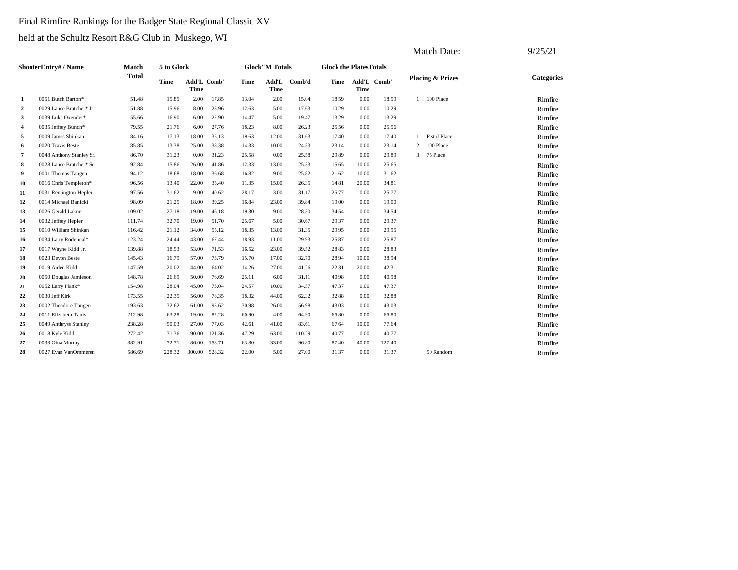Final Rimfire Rankings for the Badger State Regional Classic XV

held at the Schultz Resort R&G Club in Muskego, WI

Match Date: 9/25/21

| Shooter | Entry# / Name | Match Total | 5 to Glock | | | Glock"M Totals | | | Glock the Plates Totals | | | Placing & Prizes | | Categories |
|---|---|---|---|---|---|---|---|---|---|---|---|---|---|---|
| | | | Time | Add'L Time | Comb' | Time | Add'L Time | Comb'd | Time | Add'L Time | Comb' | | | |
| 1 | 0051 Butch Barton* | 51.48 | 15.85 | 2.00 | 17.85 | 13.04 | 2.00 | 15.04 | 18.59 | 0.00 | 18.59 | 1 | 100 Place | Rimfire |
| 2 | 0029 Lance Bratcher* Jr | 51.88 | 15.96 | 8.00 | 23.96 | 12.63 | 5.00 | 17.63 | 10.29 | 0.00 | 10.29 | | | Rimfire |
| 3 | 0039 Luke Oxender* | 55.66 | 16.90 | 6.00 | 22.90 | 14.47 | 5.00 | 19.47 | 13.29 | 0.00 | 13.29 | | | Rimfire |
| 4 | 0035 Jeffrey Bunch* | 79.55 | 21.76 | 6.00 | 27.76 | 18.23 | 8.00 | 26.23 | 25.56 | 0.00 | 25.56 | | | Rimfire |
| 5 | 0009 James Shinkan | 84.16 | 17.13 | 18.00 | 35.13 | 19.63 | 12.00 | 31.63 | 17.40 | 0.00 | 17.40 | 1 | Pistol Place | Rimfire |
| 6 | 0020 Travis Beste | 85.85 | 13.38 | 25.00 | 38.38 | 14.33 | 10.00 | 24.33 | 23.14 | 0.00 | 23.14 | 2 | 100 Place | Rimfire |
| 7 | 0048 Anthony Stanley Sr. | 86.70 | 31.23 | 0.00 | 31.23 | 25.58 | 0.00 | 25.58 | 29.89 | 0.00 | 29.89 | 3 | 75 Place | Rimfire |
| 8 | 0028 Lance Bratcher* Sr. | 92.84 | 15.86 | 26.00 | 41.86 | 12.33 | 13.00 | 25.33 | 15.65 | 10.00 | 25.65 | | | Rimfire |
| 9 | 0001 Thomas Tangen | 94.12 | 18.68 | 18.00 | 36.68 | 16.82 | 9.00 | 25.82 | 21.62 | 10.00 | 31.62 | | | Rimfire |
| 10 | 0016 Chris Templeton* | 96.56 | 13.40 | 22.00 | 35.40 | 11.35 | 15.00 | 26.35 | 14.81 | 20.00 | 34.81 | | | Rimfire |
| 11 | 0031 Remington Hepler | 97.56 | 31.62 | 9.00 | 40.62 | 28.17 | 3.00 | 31.17 | 25.77 | 0.00 | 25.77 | | | Rimfire |
| 12 | 0014 Michael Banicki | 98.09 | 21.25 | 18.00 | 39.25 | 16.84 | 23.00 | 39.84 | 19.00 | 0.00 | 19.00 | | | Rimfire |
| 13 | 0026 Gerald Lakner | 109.02 | 27.18 | 19.00 | 46.18 | 19.30 | 9.00 | 28.30 | 34.54 | 0.00 | 34.54 | | | Rimfire |
| 14 | 0032 Jeffrey Hepler | 111.74 | 32.70 | 19.00 | 51.70 | 25.67 | 5.00 | 30.67 | 29.37 | 0.00 | 29.37 | | | Rimfire |
| 15 | 0010 William Shinkan | 116.42 | 21.12 | 34.00 | 55.12 | 18.35 | 13.00 | 31.35 | 29.95 | 0.00 | 29.95 | | | Rimfire |
| 16 | 0034 Larry Rodencal* | 123.24 | 24.44 | 43.00 | 67.44 | 18.93 | 11.00 | 29.93 | 25.87 | 0.00 | 25.87 | | | Rimfire |
| 17 | 0017 Wayne Kidd Jr. | 139.88 | 18.53 | 53.00 | 71.53 | 16.52 | 23.00 | 39.52 | 28.83 | 0.00 | 28.83 | | | Rimfire |
| 18 | 0023 Devon Beste | 145.43 | 16.79 | 57.00 | 73.79 | 15.70 | 17.00 | 32.70 | 28.94 | 10.00 | 38.94 | | | Rimfire |
| 19 | 0019 Aiden Kidd | 147.59 | 20.02 | 44.00 | 64.02 | 14.26 | 27.00 | 41.26 | 22.31 | 20.00 | 42.31 | | | Rimfire |
| 20 | 0050 Douglas Jamieson | 148.78 | 26.69 | 50.00 | 76.69 | 25.11 | 6.00 | 31.11 | 40.98 | 0.00 | 40.98 | | | Rimfire |
| 21 | 0052 Larry Plank* | 154.98 | 28.04 | 45.00 | 73.04 | 24.57 | 10.00 | 34.57 | 47.37 | 0.00 | 47.37 | | | Rimfire |
| 22 | 0030 Jeff Kirk | 173.55 | 22.35 | 56.00 | 78.35 | 18.32 | 44.00 | 62.32 | 32.88 | 0.00 | 32.88 | | | Rimfire |
| 23 | 0002 Theodore Tangen | 193.63 | 32.62 | 61.00 | 93.62 | 30.98 | 26.00 | 56.98 | 43.03 | 0.00 | 43.03 | | | Rimfire |
| 24 | 0011 Elizabeth Tanis | 212.98 | 63.28 | 19.00 | 82.28 | 60.90 | 4.00 | 64.90 | 65.80 | 0.00 | 65.80 | | | Rimfire |
| 25 | 0049 Anthryss Stanley | 238.28 | 50.03 | 27.00 | 77.03 | 42.61 | 41.00 | 83.61 | 67.64 | 10.00 | 77.64 | | | Rimfire |
| 26 | 0018 Kyle Kidd | 272.42 | 31.36 | 90.00 | 121.36 | 47.29 | 63.00 | 110.29 | 40.77 | 0.00 | 40.77 | | | Rimfire |
| 27 | 0033 Gina Murray | 382.91 | 72.71 | 86.00 | 158.71 | 63.80 | 33.00 | 96.80 | 87.40 | 40.00 | 127.40 | | | Rimfire |
| 28 | 0027 Evan VanOmmeren | 586.69 | 228.32 | 300.00 | 528.32 | 22.00 | 5.00 | 27.00 | 31.37 | 0.00 | 31.37 | | 50 Random | Rimfire |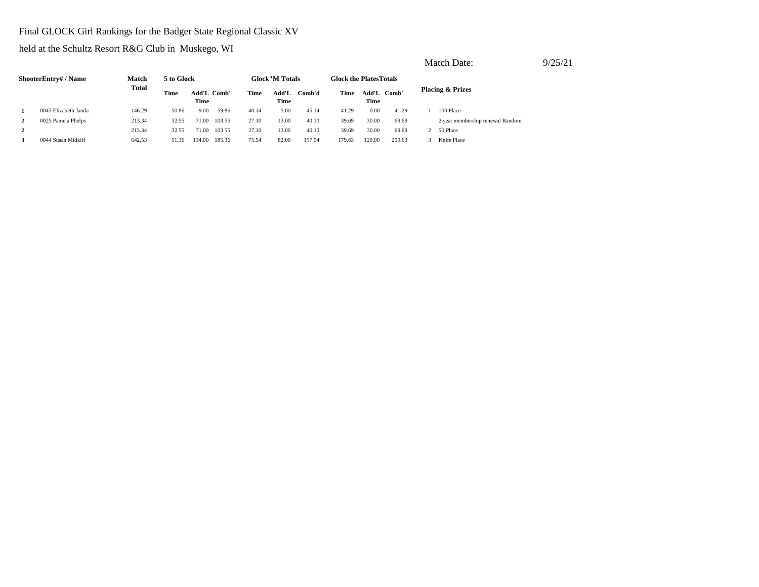Final GLOCK Girl Rankings for the Badger State Regional Classic XV

held at the Schultz Resort R&G Club in Muskego, WI

Match Date: 9/25/21

| Shooter | Entry# / Name | Match Total | 5 to Glock | | | Glock"M Totals | | | Glock the Plates Totals | | | Placing & Prizes | |
|---|---|---|---|---|---|---|---|---|---|---|---|---|---|
| | | | Time | Add'L Time | Comb' | Time | Add'L Time | Comb'd | Time | Add'L Time | Comb' | | |
| 1 | 0043 Elizabeth Janda | 146.29 | 50.86 | 9.00 | 59.86 | 40.14 | 5.00 | 45.14 | 41.29 | 0.00 | 41.29 | 1 | 100 Place |
| 2 | 0025 Pamela Phelps | 213.34 | 32.55 | 71.00 | 103.55 | 27.10 | 13.00 | 40.10 | 39.69 | 30.00 | 69.69 | | 2 year membership renewal Random |
| 2 | | 213.34 | 32.55 | 71.00 | 103.55 | 27.10 | 13.00 | 40.10 | 39.69 | 30.00 | 69.69 | 2 | 50 Place |
| 3 | 0044 Susan Midkiff | 642.53 | 51.36 | 134.00 | 185.36 | 75.54 | 82.00 | 157.54 | 179.63 | 120.00 | 299.63 | 3 | Knife Place |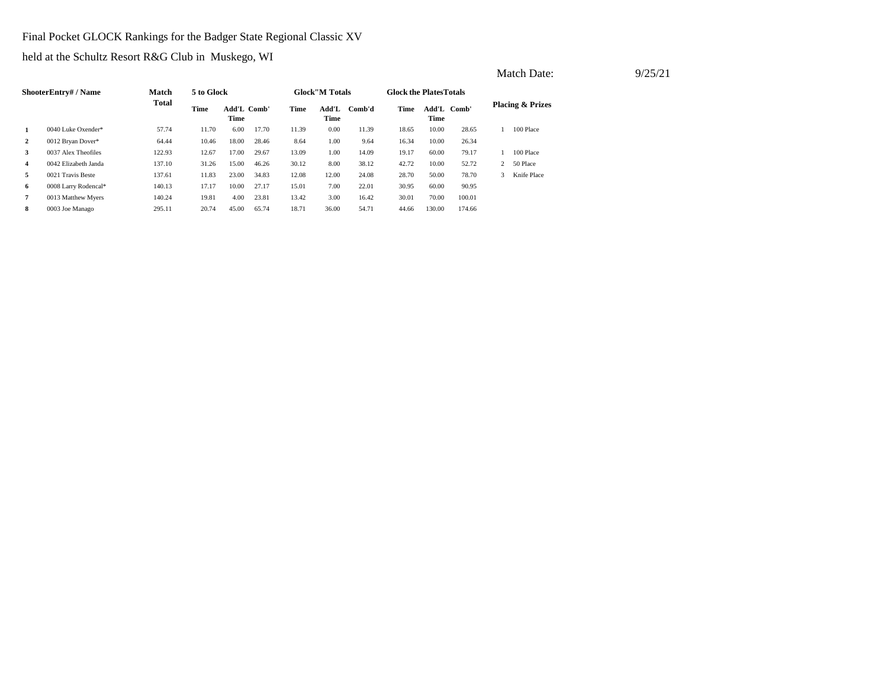Final Pocket GLOCK Rankings for the Badger State Regional Classic XV

held at the Schultz Resort R&G Club in Muskego, WI

Match Date: 9/25/21

| Shooter | Entry# / Name | Match Total | 5 to Glock | | | Glock"M Totals | | | Glock the Plates Totals | | | Placing & Prizes | |
|---|---|---|---|---|---|---|---|---|---|---|---|---|---|
| | | | Time | Add'L Time | Comb' | Time | Add'L Time | Comb'd | Time | Add'L Time | Comb' | | |
| 1 | 0040 Luke Oxender* | 57.74 | 11.70 | 6.00 | 17.70 | 11.39 | 0.00 | 11.39 | 18.65 | 10.00 | 28.65 | 1 | 100 Place |
| 2 | 0012 Bryan Dover* | 64.44 | 10.46 | 18.00 | 28.46 | 8.64 | 1.00 | 9.64 | 16.34 | 10.00 | 26.34 | | |
| 3 | 0037 Alex Theofiles | 122.93 | 12.67 | 17.00 | 29.67 | 13.09 | 1.00 | 14.09 | 19.17 | 60.00 | 79.17 | 1 | 100 Place |
| 4 | 0042 Elizabeth Janda | 137.10 | 31.26 | 15.00 | 46.26 | 30.12 | 8.00 | 38.12 | 42.72 | 10.00 | 52.72 | 2 | 50 Place |
| 5 | 0021 Travis Beste | 137.61 | 11.83 | 23.00 | 34.83 | 12.08 | 12.00 | 24.08 | 28.70 | 50.00 | 78.70 | 3 | Knife Place |
| 6 | 0008 Larry Rodencal* | 140.13 | 17.17 | 10.00 | 27.17 | 15.01 | 7.00 | 22.01 | 30.95 | 60.00 | 90.95 | | |
| 7 | 0013 Matthew Myers | 140.24 | 19.81 | 4.00 | 23.81 | 13.42 | 3.00 | 16.42 | 30.01 | 70.00 | 100.01 | | |
| 8 | 0003 Joe Manago | 295.11 | 20.74 | 45.00 | 65.74 | 18.71 | 36.00 | 54.71 | 44.66 | 130.00 | 174.66 | | |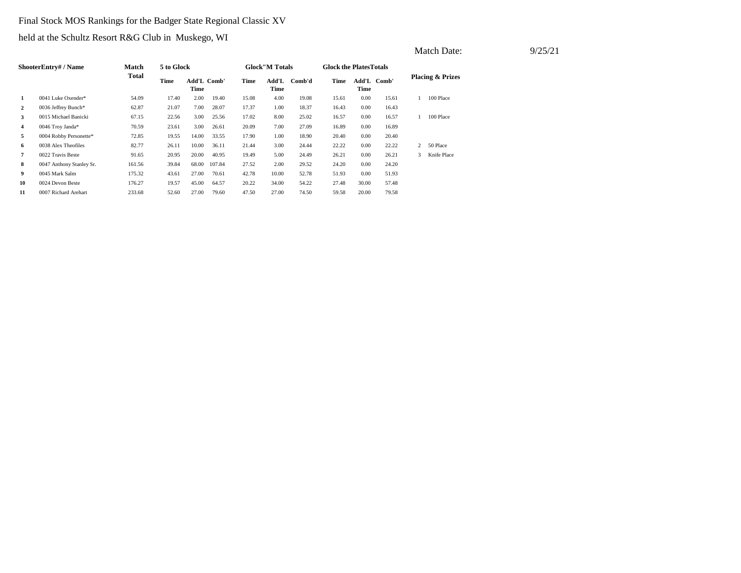Final Stock MOS Rankings for the Badger State Regional Classic XV

held at the Schultz Resort R&G Club in Muskego, WI

Match Date: 9/25/21

| | ShooterEntry# / Name | Match Total | 5 to Glock | | | Glock"M Totals | | | Glock the PlatesTotals | | | Placing & Prizes | |
|---|---|---|---|---|---|---|---|---|---|---|---|---|---|
| | | | Time | Add'L Time | Comb' | Time | Add'L Time | Comb'd | Time | Add'L Time | Comb' | | |
| 1 | 0041 Luke Oxender* | 54.09 | 17.40 | 2.00 | 19.40 | 15.08 | 4.00 | 19.08 | 15.61 | 0.00 | 15.61 | 1 | 100 Place |
| 2 | 0036 Jeffrey Bunch* | 62.87 | 21.07 | 7.00 | 28.07 | 17.37 | 1.00 | 18.37 | 16.43 | 0.00 | 16.43 | | |
| 3 | 0015 Michael Banicki | 67.15 | 22.56 | 3.00 | 25.56 | 17.02 | 8.00 | 25.02 | 16.57 | 0.00 | 16.57 | 1 | 100 Place |
| 4 | 0046 Troy Janda* | 70.59 | 23.61 | 3.00 | 26.61 | 20.09 | 7.00 | 27.09 | 16.89 | 0.00 | 16.89 | | |
| 5 | 0004 Robby Personette* | 72.85 | 19.55 | 14.00 | 33.55 | 17.90 | 1.00 | 18.90 | 20.40 | 0.00 | 20.40 | | |
| 6 | 0038 Alex Theofiles | 82.77 | 26.11 | 10.00 | 36.11 | 21.44 | 3.00 | 24.44 | 22.22 | 0.00 | 22.22 | 2 | 50 Place |
| 7 | 0022 Travis Beste | 91.65 | 20.95 | 20.00 | 40.95 | 19.49 | 5.00 | 24.49 | 26.21 | 0.00 | 26.21 | 3 | Knife Place |
| 8 | 0047 Anthony Stanley Sr. | 161.56 | 39.84 | 68.00 | 107.84 | 27.52 | 2.00 | 29.52 | 24.20 | 0.00 | 24.20 | | |
| 9 | 0045 Mark Salm | 175.32 | 43.61 | 27.00 | 70.61 | 42.78 | 10.00 | 52.78 | 51.93 | 0.00 | 51.93 | | |
| 10 | 0024 Devon Beste | 176.27 | 19.57 | 45.00 | 64.57 | 20.22 | 34.00 | 54.22 | 27.48 | 30.00 | 57.48 | | |
| 11 | 0007 Richard Arehart | 233.68 | 52.60 | 27.00 | 79.60 | 47.50 | 27.00 | 74.50 | 59.58 | 20.00 | 79.58 | | |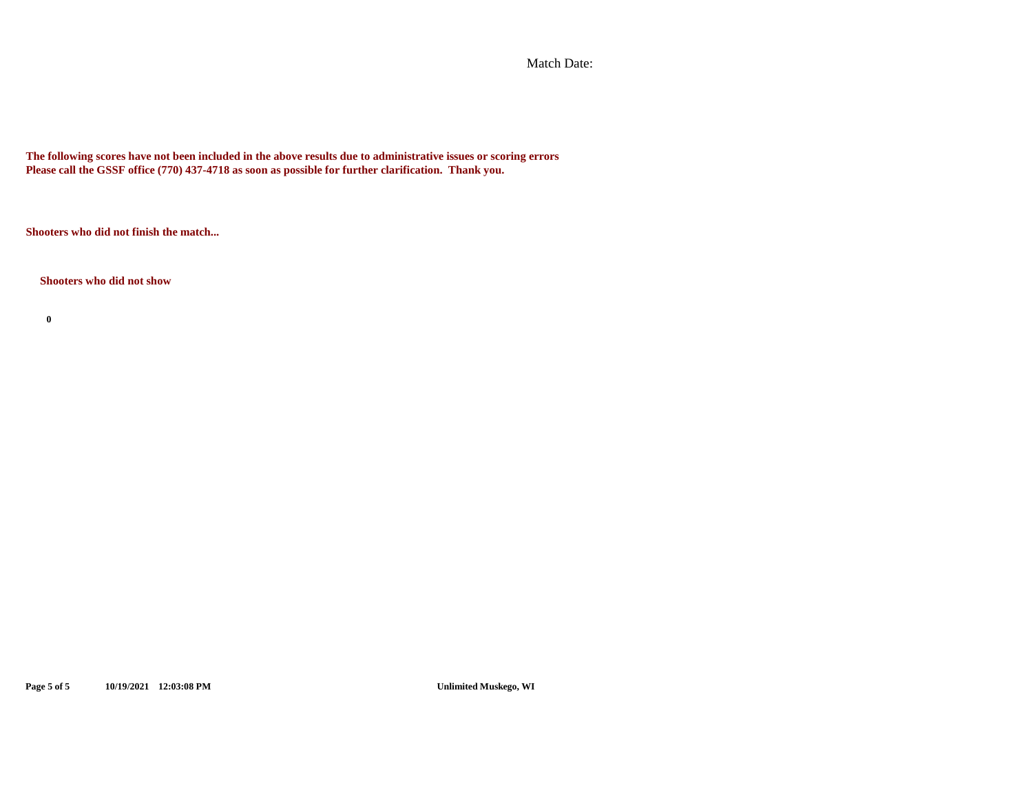Match Date:

**The following scores have not been included in the above results due to administrative issues or scoring errors**
**Please call the GSSF office (770) 437-4718 as soon as possible for further clarification. Thank you.**

**Shooters who did not finish the match...**

**Shooters who did not show**

**0**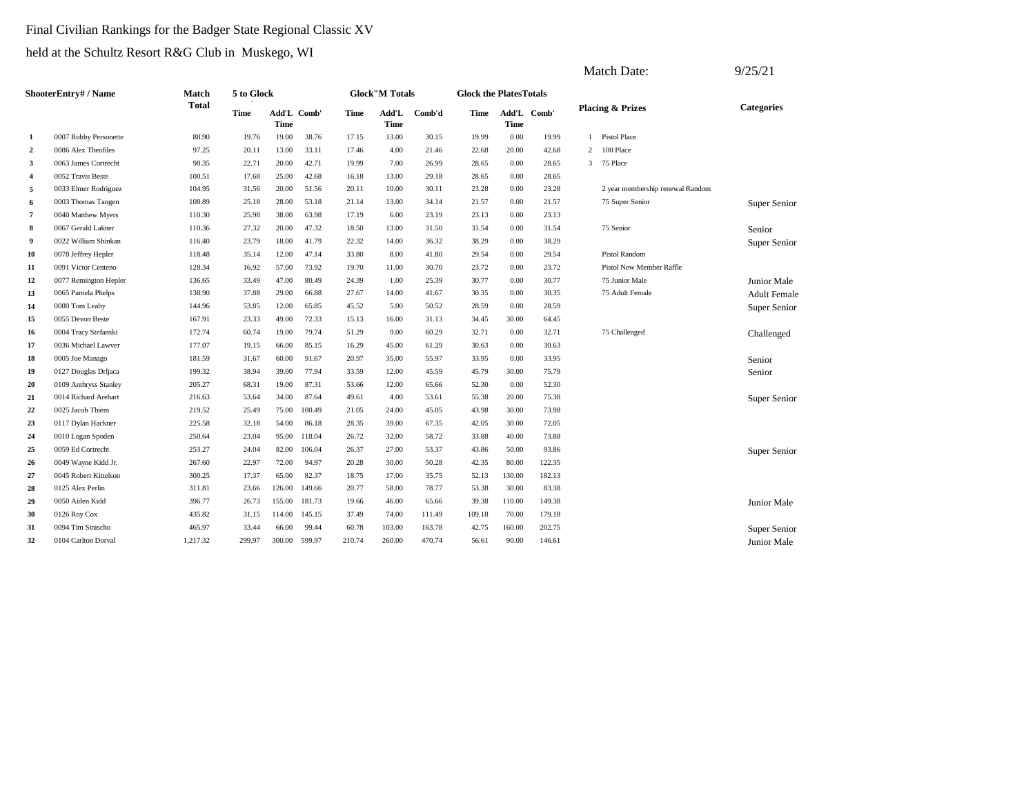Final Civilian Rankings for the Badger State Regional Classic XV

held at the Schultz Resort R&G Club in Muskego, WI

Match Date: 9/25/21

| Shooter | Entry# / Name | Match Total | 5 to Glock Time | 5 to Glock Add'L Time | 5 to Glock Comb' | Glock"M Totals Time | Glock"M Totals Add'L Time | Glock"M Totals Comb'd | Glock the Plates Totals Time | Glock the Plates Totals Add'L Time | Glock the Plates Totals Comb' | Placing & Prizes | | Categories |
|---|---|---|---|---|---|---|---|---|---|---|---|---|---|---|
| 1 | 0007 Robby Personette | 88.90 | 19.76 | 19.00 | 38.76 | 17.15 | 13.00 | 30.15 | 19.99 | 0.00 | 19.99 | 1 | Pistol Place | |
| 2 | 0086 Alex Theofiles | 97.25 | 20.11 | 13.00 | 33.11 | 17.46 | 4.00 | 21.46 | 22.68 | 20.00 | 42.68 | 2 | 100 Place | |
| 3 | 0063 James Cortrecht | 98.35 | 22.71 | 20.00 | 42.71 | 19.99 | 7.00 | 26.99 | 28.65 | 0.00 | 28.65 | 3 | 75 Place | |
| 4 | 0052 Travis Beste | 100.51 | 17.68 | 25.00 | 42.68 | 16.18 | 13.00 | 29.18 | 28.65 | 0.00 | 28.65 | | | |
| 5 | 0033 Elmer Rodriguez | 104.95 | 31.56 | 20.00 | 51.56 | 20.11 | 10.00 | 30.11 | 23.28 | 0.00 | 23.28 | | 2 year membership renewal Random | |
| 6 | 0003 Thomas Tangen | 108.89 | 25.18 | 28.00 | 53.18 | 21.14 | 13.00 | 34.14 | 21.57 | 0.00 | 21.57 | | 75 Super Senior | Super Senior |
| 7 | 0040 Matthew Myers | 110.30 | 25.98 | 38.00 | 63.98 | 17.19 | 6.00 | 23.19 | 23.13 | 0.00 | 23.13 | | | |
| 8 | 0067 Gerald Lakner | 110.36 | 27.32 | 20.00 | 47.32 | 18.50 | 13.00 | 31.50 | 31.54 | 0.00 | 31.54 | | 75 Senior | Senior |
| 9 | 0022 William Shinkan | 116.40 | 23.79 | 18.00 | 41.79 | 22.32 | 14.00 | 36.32 | 38.29 | 0.00 | 38.29 | | | Super Senior |
| 10 | 0078 Jeffrey Hepler | 118.48 | 35.14 | 12.00 | 47.14 | 33.80 | 8.00 | 41.80 | 29.54 | 0.00 | 29.54 | | Pistol Random | |
| 11 | 0091 Victor Centeno | 128.34 | 16.92 | 57.00 | 73.92 | 19.70 | 11.00 | 30.70 | 23.72 | 0.00 | 23.72 | | Pistol New Member Raffle | |
| 12 | 0077 Remington Hepler | 136.65 | 33.49 | 47.00 | 80.49 | 24.39 | 1.00 | 25.39 | 30.77 | 0.00 | 30.77 | | 75 Junior Male | Junior Male |
| 13 | 0065 Pamela Phelps | 138.90 | 37.88 | 29.00 | 66.88 | 27.67 | 14.00 | 41.67 | 30.35 | 0.00 | 30.35 | | 75 Adult Female | Adult Female |
| 14 | 0080 Tom Leahy | 144.96 | 53.85 | 12.00 | 65.85 | 45.52 | 5.00 | 50.52 | 28.59 | 0.00 | 28.59 | | | Super Senior |
| 15 | 0055 Devon Beste | 167.91 | 23.33 | 49.00 | 72.33 | 15.13 | 16.00 | 31.13 | 34.45 | 30.00 | 64.45 | | | |
| 16 | 0004 Tracy Stefanski | 172.74 | 60.74 | 19.00 | 79.74 | 51.29 | 9.00 | 60.29 | 32.71 | 0.00 | 32.71 | | 75 Challenged | Challenged |
| 17 | 0036 Michael Lawver | 177.07 | 19.15 | 66.00 | 85.15 | 16.29 | 45.00 | 61.29 | 30.63 | 0.00 | 30.63 | | | |
| 18 | 0005 Joe Manago | 181.59 | 31.67 | 60.00 | 91.67 | 20.97 | 35.00 | 55.97 | 33.95 | 0.00 | 33.95 | | | Senior |
| 19 | 0127 Douglas Drljaca | 199.32 | 38.94 | 39.00 | 77.94 | 33.59 | 12.00 | 45.59 | 45.79 | 30.00 | 75.79 | | | Senior |
| 20 | 0109 Anthryss Stanley | 205.27 | 68.31 | 19.00 | 87.31 | 53.66 | 12.00 | 65.66 | 52.30 | 0.00 | 52.30 | | | |
| 21 | 0014 Richard Arehart | 216.63 | 53.64 | 34.00 | 87.64 | 49.61 | 4.00 | 53.61 | 55.38 | 20.00 | 75.38 | | | Super Senior |
| 22 | 0025 Jacob Thiem | 219.52 | 25.49 | 75.00 | 100.49 | 21.05 | 24.00 | 45.05 | 43.98 | 30.00 | 73.98 | | | |
| 23 | 0117 Dylan Hackner | 225.58 | 32.18 | 54.00 | 86.18 | 28.35 | 39.00 | 67.35 | 42.05 | 30.00 | 72.05 | | | |
| 24 | 0010 Logan Spoden | 250.64 | 23.04 | 95.00 | 118.04 | 26.72 | 32.00 | 58.72 | 33.88 | 40.00 | 73.88 | | | |
| 25 | 0059 Ed Cortrecht | 253.27 | 24.04 | 82.00 | 106.04 | 26.37 | 27.00 | 53.37 | 43.86 | 50.00 | 93.86 | | | Super Senior |
| 26 | 0049 Wayne Kidd Jr. | 267.60 | 22.97 | 72.00 | 94.97 | 20.28 | 30.00 | 50.28 | 42.35 | 80.00 | 122.35 | | | |
| 27 | 0045 Robert Kittelson | 300.25 | 17.37 | 65.00 | 82.37 | 18.75 | 17.00 | 35.75 | 52.13 | 130.00 | 182.13 | | | |
| 28 | 0125 Alex Perlin | 311.81 | 23.66 | 126.00 | 149.66 | 20.77 | 58.00 | 78.77 | 53.38 | 30.00 | 83.38 | | | |
| 29 | 0050 Aiden Kidd | 396.77 | 26.73 | 155.00 | 181.73 | 19.66 | 46.00 | 65.66 | 39.38 | 110.00 | 149.38 | | | Junior Male |
| 30 | 0126 Roy Cox | 435.82 | 31.15 | 114.00 | 145.15 | 37.49 | 74.00 | 111.49 | 109.18 | 70.00 | 179.18 | | | |
| 31 | 0094 Tim Sinischo | 465.97 | 33.44 | 66.00 | 99.44 | 60.78 | 103.00 | 163.78 | 42.75 | 160.00 | 202.75 | | | Super Senior |
| 32 | 0104 Carlton Dorval | 1,217.32 | 299.97 | 300.00 | 599.97 | 210.74 | 260.00 | 470.74 | 56.61 | 90.00 | 146.61 | | | Junior Male |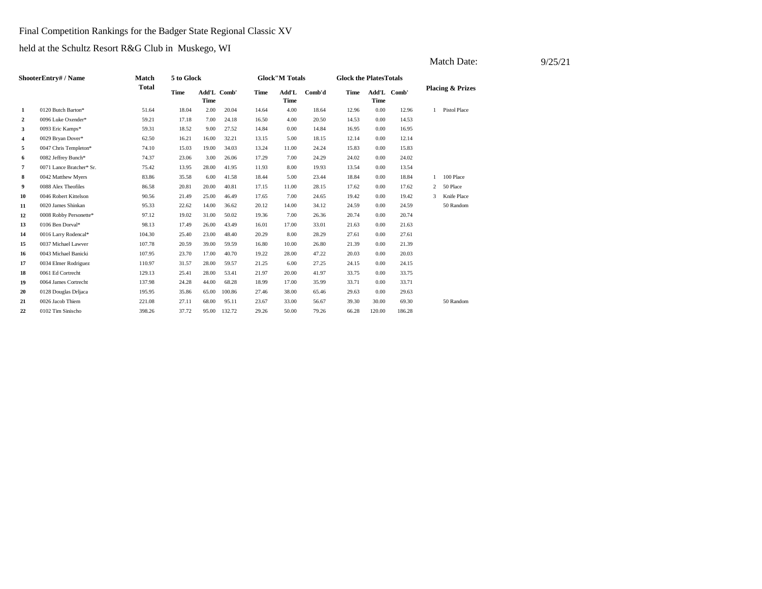Final Competition Rankings for the Badger State Regional Classic XV

held at the Schultz Resort R&G Club in Muskego, WI

Match Date: 9/25/21

| Shooter | Entry# / Name | Match Total | 5 to Glock | | | Glock"M Totals | | | Glock the Plates Totals | | | Placing & Prizes | |
|---|---|---|---|---|---|---|---|---|---|---|---|---|---|
| | | | Time | Add'L Time | Comb' | Time | Add'L Time | Comb'd | Time | Add'L Time | Comb' | | |
| 1 | 0120 Butch Barton* | 51.64 | 18.04 | 2.00 | 20.04 | 14.64 | 4.00 | 18.64 | 12.96 | 0.00 | 12.96 | 1 | Pistol Place |
| 2 | 0096 Luke Oxender* | 59.21 | 17.18 | 7.00 | 24.18 | 16.50 | 4.00 | 20.50 | 14.53 | 0.00 | 14.53 | | |
| 3 | 0093 Eric Kamps* | 59.31 | 18.52 | 9.00 | 27.52 | 14.84 | 0.00 | 14.84 | 16.95 | 0.00 | 16.95 | | |
| 4 | 0029 Bryan Dover* | 62.50 | 16.21 | 16.00 | 32.21 | 13.15 | 5.00 | 18.15 | 12.14 | 0.00 | 12.14 | | |
| 5 | 0047 Chris Templeton* | 74.10 | 15.03 | 19.00 | 34.03 | 13.24 | 11.00 | 24.24 | 15.83 | 0.00 | 15.83 | | |
| 6 | 0082 Jeffrey Bunch* | 74.37 | 23.06 | 3.00 | 26.06 | 17.29 | 7.00 | 24.29 | 24.02 | 0.00 | 24.02 | | |
| 7 | 0071 Lance Bratcher* Sr. | 75.42 | 13.95 | 28.00 | 41.95 | 11.93 | 8.00 | 19.93 | 13.54 | 0.00 | 13.54 | | |
| 8 | 0042 Matthew Myers | 83.86 | 35.58 | 6.00 | 41.58 | 18.44 | 5.00 | 23.44 | 18.84 | 0.00 | 18.84 | 1 | 100 Place |
| 9 | 0088 Alex Theofiles | 86.58 | 20.81 | 20.00 | 40.81 | 17.15 | 11.00 | 28.15 | 17.62 | 0.00 | 17.62 | 2 | 50 Place |
| 10 | 0046 Robert Kittelson | 90.56 | 21.49 | 25.00 | 46.49 | 17.65 | 7.00 | 24.65 | 19.42 | 0.00 | 19.42 | 3 | Knife Place |
| 11 | 0020 James Shinkan | 95.33 | 22.62 | 14.00 | 36.62 | 20.12 | 14.00 | 34.12 | 24.59 | 0.00 | 24.59 | | 50 Random |
| 12 | 0008 Robby Personette* | 97.12 | 19.02 | 31.00 | 50.02 | 19.36 | 7.00 | 26.36 | 20.74 | 0.00 | 20.74 | | |
| 13 | 0106 Ben Dorval* | 98.13 | 17.49 | 26.00 | 43.49 | 16.01 | 17.00 | 33.01 | 21.63 | 0.00 | 21.63 | | |
| 14 | 0016 Larry Rodencal* | 104.30 | 25.40 | 23.00 | 48.40 | 20.29 | 8.00 | 28.29 | 27.61 | 0.00 | 27.61 | | |
| 15 | 0037 Michael Lawver | 107.78 | 20.59 | 39.00 | 59.59 | 16.80 | 10.00 | 26.80 | 21.39 | 0.00 | 21.39 | | |
| 16 | 0043 Michael Banicki | 107.95 | 23.70 | 17.00 | 40.70 | 19.22 | 28.00 | 47.22 | 20.03 | 0.00 | 20.03 | | |
| 17 | 0034 Elmer Rodriguez | 110.97 | 31.57 | 28.00 | 59.57 | 21.25 | 6.00 | 27.25 | 24.15 | 0.00 | 24.15 | | |
| 18 | 0061 Ed Cortrecht | 129.13 | 25.41 | 28.00 | 53.41 | 21.97 | 20.00 | 41.97 | 33.75 | 0.00 | 33.75 | | |
| 19 | 0064 James Cortrecht | 137.98 | 24.28 | 44.00 | 68.28 | 18.99 | 17.00 | 35.99 | 33.71 | 0.00 | 33.71 | | |
| 20 | 0128 Douglas Drljaca | 195.95 | 35.86 | 65.00 | 100.86 | 27.46 | 38.00 | 65.46 | 29.63 | 0.00 | 29.63 | | |
| 21 | 0026 Jacob Thiem | 221.08 | 27.11 | 68.00 | 95.11 | 23.67 | 33.00 | 56.67 | 39.30 | 30.00 | 69.30 | | 50 Random |
| 22 | 0102 Tim Sinischo | 398.26 | 37.72 | 95.00 | 132.72 | 29.26 | 50.00 | 79.26 | 66.28 | 120.00 | 186.28 | | |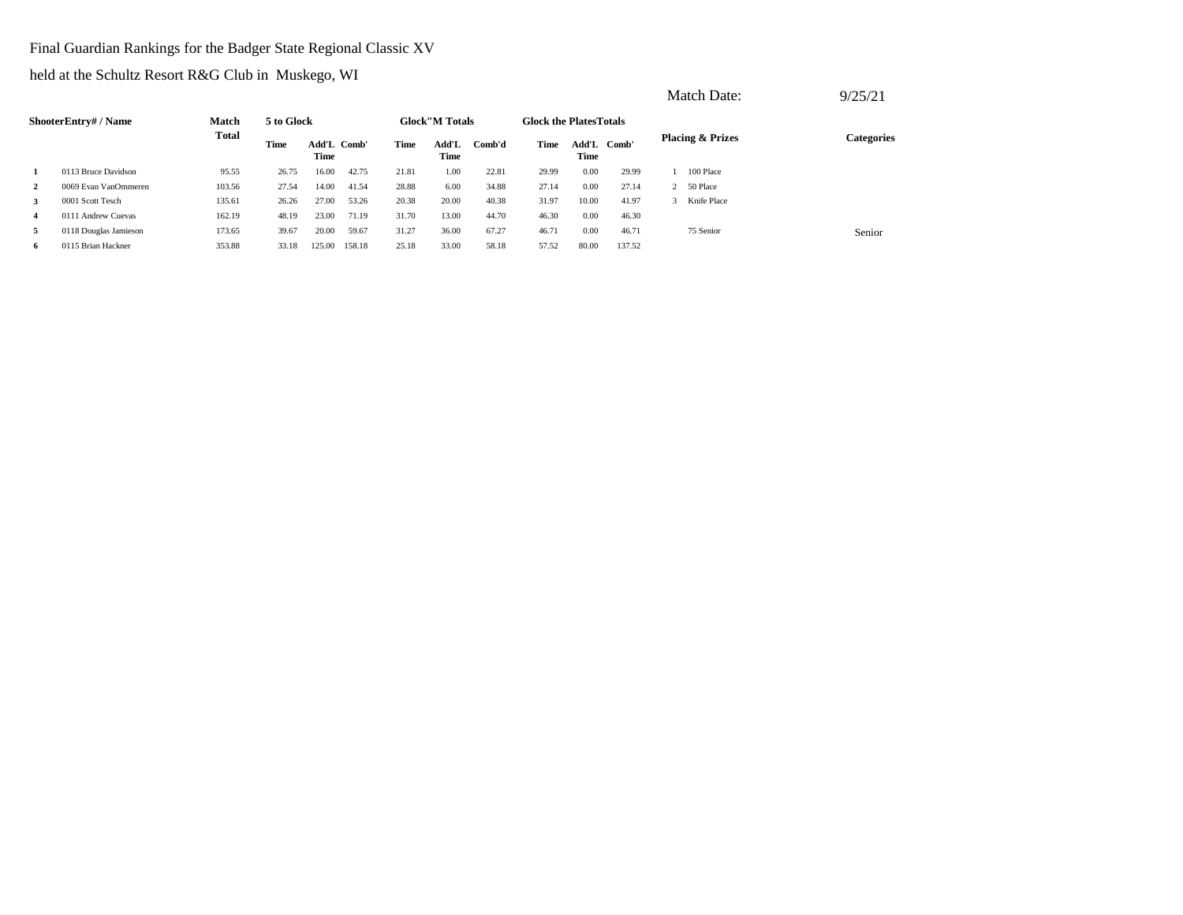Final Guardian Rankings for the Badger State Regional Classic XV

held at the Schultz Resort R&G Club in Muskego, WI

Match Date: 9/25/21

| Shooter | Entry# / Name | Match Total | 5 to Glock | | | Glock"M Totals | | | Glock the Plates Totals | | | Placing & Prizes | | Categories |
|---|---|---|---|---|---|---|---|---|---|---|---|---|---|---|
| | | | Time | Add'L Time | Comb' | Time | Add'L Time | Comb'd | Time | Add'L Time | Comb' | | | |
| 1 | 0113 Bruce Davidson | 95.55 | 26.75 | 16.00 | 42.75 | 21.81 | 1.00 | 22.81 | 29.99 | 0.00 | 29.99 | 1 | 100 Place | |
| 2 | 0069 Evan VanOmmeren | 103.56 | 27.54 | 14.00 | 41.54 | 28.88 | 6.00 | 34.88 | 27.14 | 0.00 | 27.14 | 2 | 50 Place | |
| 3 | 0001 Scott Tesch | 135.61 | 26.26 | 27.00 | 53.26 | 20.38 | 20.00 | 40.38 | 31.97 | 10.00 | 41.97 | 3 | Knife Place | |
| 4 | 0111 Andrew Cuevas | 162.19 | 48.19 | 23.00 | 71.19 | 31.70 | 13.00 | 44.70 | 46.30 | 0.00 | 46.30 | | | |
| 5 | 0118 Douglas Jamieson | 173.65 | 39.67 | 20.00 | 59.67 | 31.27 | 36.00 | 67.27 | 46.71 | 0.00 | 46.71 | | 75 Senior | Senior |
| 6 | 0115 Brian Hackner | 353.88 | 33.18 | 125.00 | 158.18 | 25.18 | 33.00 | 58.18 | 57.52 | 80.00 | 137.52 | | | |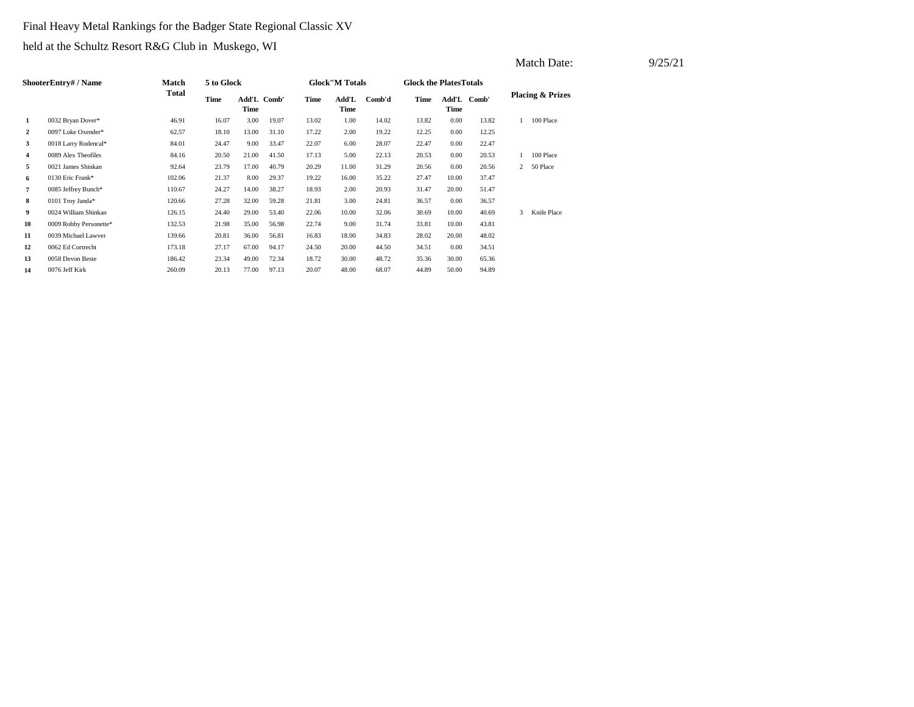Final Heavy Metal Rankings for the Badger State Regional Classic XV

held at the Schultz Resort R&G Club in Muskego, WI

Match Date: 9/25/21

| Shooter | Entry# / Name | Match Total | 5 to Glock | | | Glock"M Totals | | | Glock the Plates Totals | | | Placing & Prizes | |
|---|---|---|---|---|---|---|---|---|---|---|---|---|---|
| | | | Time | Add'L Time | Comb' | Time | Add'L Time | Comb'd | Time | Add'L Time | Comb' | | |
| 1 | 0032 Bryan Dover* | 46.91 | 16.07 | 3.00 | 19.07 | 13.02 | 1.00 | 14.02 | 13.82 | 0.00 | 13.82 | 1 | 100 Place |
| 2 | 0097 Luke Oxender* | 62.57 | 18.10 | 13.00 | 31.10 | 17.22 | 2.00 | 19.22 | 12.25 | 0.00 | 12.25 | | |
| 3 | 0018 Larry Rodencal* | 84.01 | 24.47 | 9.00 | 33.47 | 22.07 | 6.00 | 28.07 | 22.47 | 0.00 | 22.47 | | |
| 4 | 0089 Alex Theofiles | 84.16 | 20.50 | 21.00 | 41.50 | 17.13 | 5.00 | 22.13 | 20.53 | 0.00 | 20.53 | 1 | 100 Place |
| 5 | 0021 James Shinkan | 92.64 | 23.79 | 17.00 | 40.79 | 20.29 | 11.00 | 31.29 | 20.56 | 0.00 | 20.56 | 2 | 50 Place |
| 6 | 0130 Eric Frank* | 102.06 | 21.37 | 8.00 | 29.37 | 19.22 | 16.00 | 35.22 | 27.47 | 10.00 | 37.47 | | |
| 7 | 0085 Jeffrey Bunch* | 110.67 | 24.27 | 14.00 | 38.27 | 18.93 | 2.00 | 20.93 | 31.47 | 20.00 | 51.47 | | |
| 8 | 0101 Troy Janda* | 120.66 | 27.28 | 32.00 | 59.28 | 21.81 | 3.00 | 24.81 | 36.57 | 0.00 | 36.57 | | |
| 9 | 0024 William Shinkan | 126.15 | 24.40 | 29.00 | 53.40 | 22.06 | 10.00 | 32.06 | 30.69 | 10.00 | 40.69 | 3 | Knife Place |
| 10 | 0009 Robby Personette* | 132.53 | 21.98 | 35.00 | 56.98 | 22.74 | 9.00 | 31.74 | 33.81 | 10.00 | 43.81 | | |
| 11 | 0039 Michael Lawver | 139.66 | 20.81 | 36.00 | 56.81 | 16.83 | 18.00 | 34.83 | 28.02 | 20.00 | 48.02 | | |
| 12 | 0062 Ed Cortrecht | 173.18 | 27.17 | 67.00 | 94.17 | 24.50 | 20.00 | 44.50 | 34.51 | 0.00 | 34.51 | | |
| 13 | 0058 Devon Beste | 186.42 | 23.34 | 49.00 | 72.34 | 18.72 | 30.00 | 48.72 | 35.36 | 30.00 | 65.36 | | |
| 14 | 0076 Jeff Kirk | 260.09 | 20.13 | 77.00 | 97.13 | 20.07 | 48.00 | 68.07 | 44.89 | 50.00 | 94.89 | | |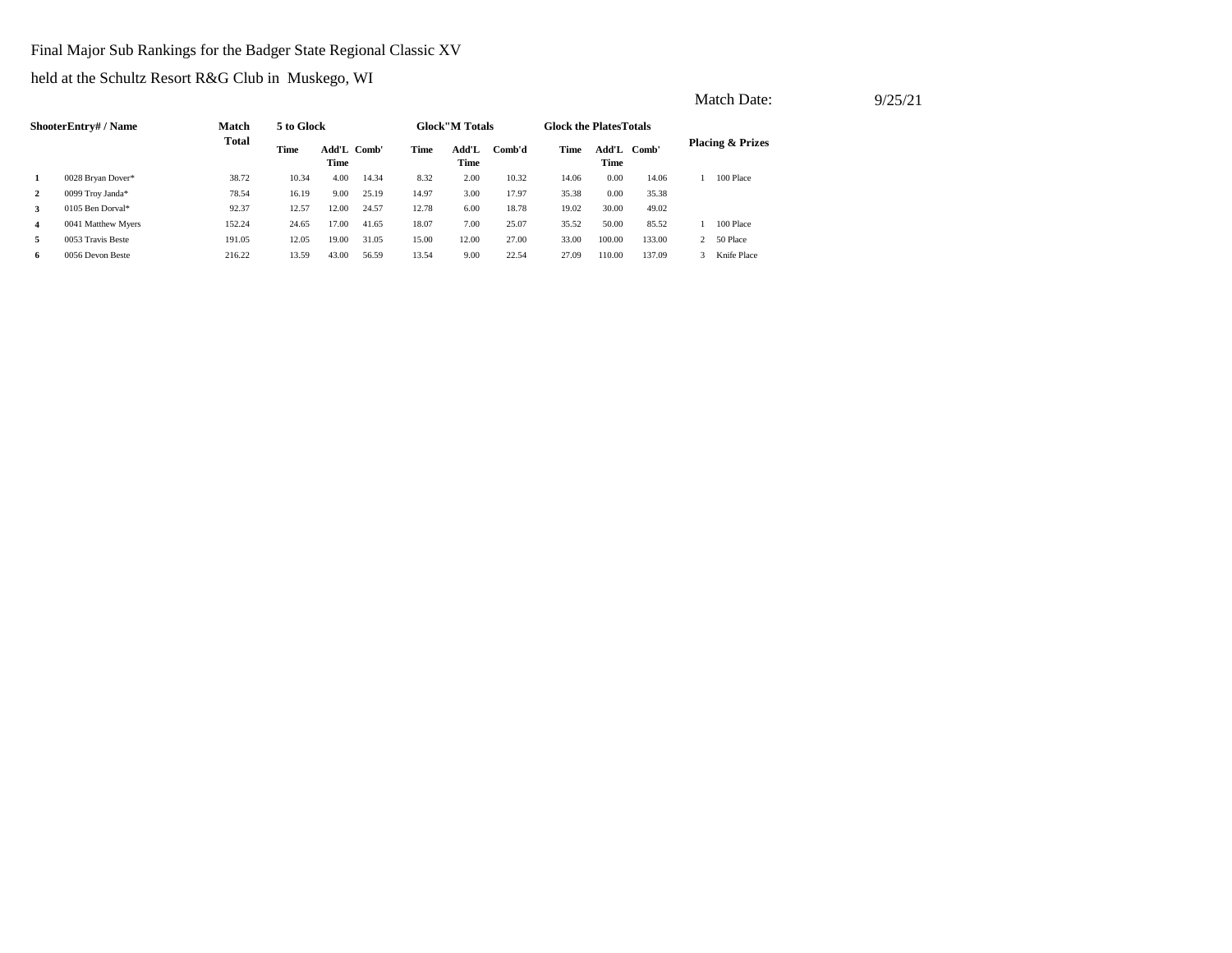Final Major Sub Rankings for the Badger State Regional Classic XV

held at the Schultz Resort R&G Club in Muskego, WI

Match Date: 9/25/21

| | ShooterEntry# / Name | Match Total | 5 to Glock | | | Glock"M Totals | | | Glock the PlatesTotals | | | Placing & Prizes | |
|---|---|---|---|---|---|---|---|---|---|---|---|---|---|
| | | | Time | Add'L Time | Comb' | Time | Add'L Time | Comb'd | Time | Add'L Time | Comb' | | |
| 1 | 0028 Bryan Dover* | 38.72 | 10.34 | 4.00 | 14.34 | 8.32 | 2.00 | 10.32 | 14.06 | 0.00 | 14.06 | 1 | 100 Place |
| 2 | 0099 Troy Janda* | 78.54 | 16.19 | 9.00 | 25.19 | 14.97 | 3.00 | 17.97 | 35.38 | 0.00 | 35.38 | | |
| 3 | 0105 Ben Dorval* | 92.37 | 12.57 | 12.00 | 24.57 | 12.78 | 6.00 | 18.78 | 19.02 | 30.00 | 49.02 | | |
| 4 | 0041 Matthew Myers | 152.24 | 24.65 | 17.00 | 41.65 | 18.07 | 7.00 | 25.07 | 35.52 | 50.00 | 85.52 | 1 | 100 Place |
| 5 | 0053 Travis Beste | 191.05 | 12.05 | 19.00 | 31.05 | 15.00 | 12.00 | 27.00 | 33.00 | 100.00 | 133.00 | 2 | 50 Place |
| 6 | 0056 Devon Beste | 216.22 | 13.59 | 43.00 | 56.59 | 13.54 | 9.00 | 22.54 | 27.09 | 110.00 | 137.09 | 3 | Knife Place |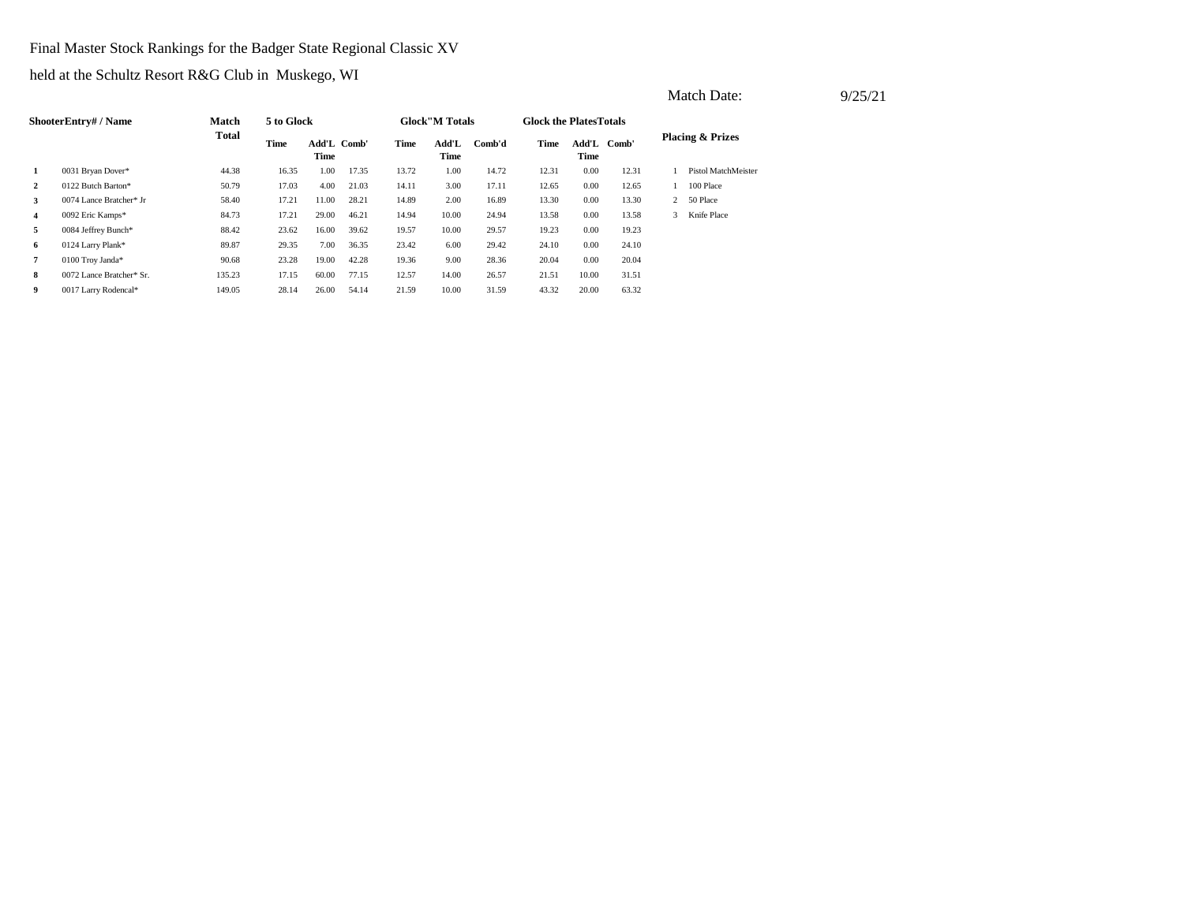Final Master Stock Rankings for the Badger State Regional Classic XV

held at the Schultz Resort R&G Club in Muskego, WI

Match Date: 9/25/21

| Shooter | Entry# / Name | Match Total | 5 to Glock | | | Glock"M Totals | | | Glock the Plates Totals | | | Placing & Prizes | |
|---|---|---|---|---|---|---|---|---|---|---|---|---|---|
| | | | Time | Add'L Time | Comb' | Time | Add'L Time | Comb'd | Time | Add'L Time | Comb' | | |
| 1 | 0031 Bryan Dover* | 44.38 | 16.35 | 1.00 | 17.35 | 13.72 | 1.00 | 14.72 | 12.31 | 0.00 | 12.31 | 1 | Pistol MatchMeister |
| 2 | 0122 Butch Barton* | 50.79 | 17.03 | 4.00 | 21.03 | 14.11 | 3.00 | 17.11 | 12.65 | 0.00 | 12.65 | 1 | 100 Place |
| 3 | 0074 Lance Bratcher* Jr | 58.40 | 17.21 | 11.00 | 28.21 | 14.89 | 2.00 | 16.89 | 13.30 | 0.00 | 13.30 | 2 | 50 Place |
| 4 | 0092 Eric Kamps* | 84.73 | 17.21 | 29.00 | 46.21 | 14.94 | 10.00 | 24.94 | 13.58 | 0.00 | 13.58 | 3 | Knife Place |
| 5 | 0084 Jeffrey Bunch* | 88.42 | 23.62 | 16.00 | 39.62 | 19.57 | 10.00 | 29.57 | 19.23 | 0.00 | 19.23 | | |
| 6 | 0124 Larry Plank* | 89.87 | 29.35 | 7.00 | 36.35 | 23.42 | 6.00 | 29.42 | 24.10 | 0.00 | 24.10 | | |
| 7 | 0100 Troy Janda* | 90.68 | 23.28 | 19.00 | 42.28 | 19.36 | 9.00 | 28.36 | 20.04 | 0.00 | 20.04 | | |
| 8 | 0072 Lance Bratcher* Sr. | 135.23 | 17.15 | 60.00 | 77.15 | 12.57 | 14.00 | 26.57 | 21.51 | 10.00 | 31.51 | | |
| 9 | 0017 Larry Rodencal* | 149.05 | 28.14 | 26.00 | 54.14 | 21.59 | 10.00 | 31.59 | 43.32 | 20.00 | 63.32 | | |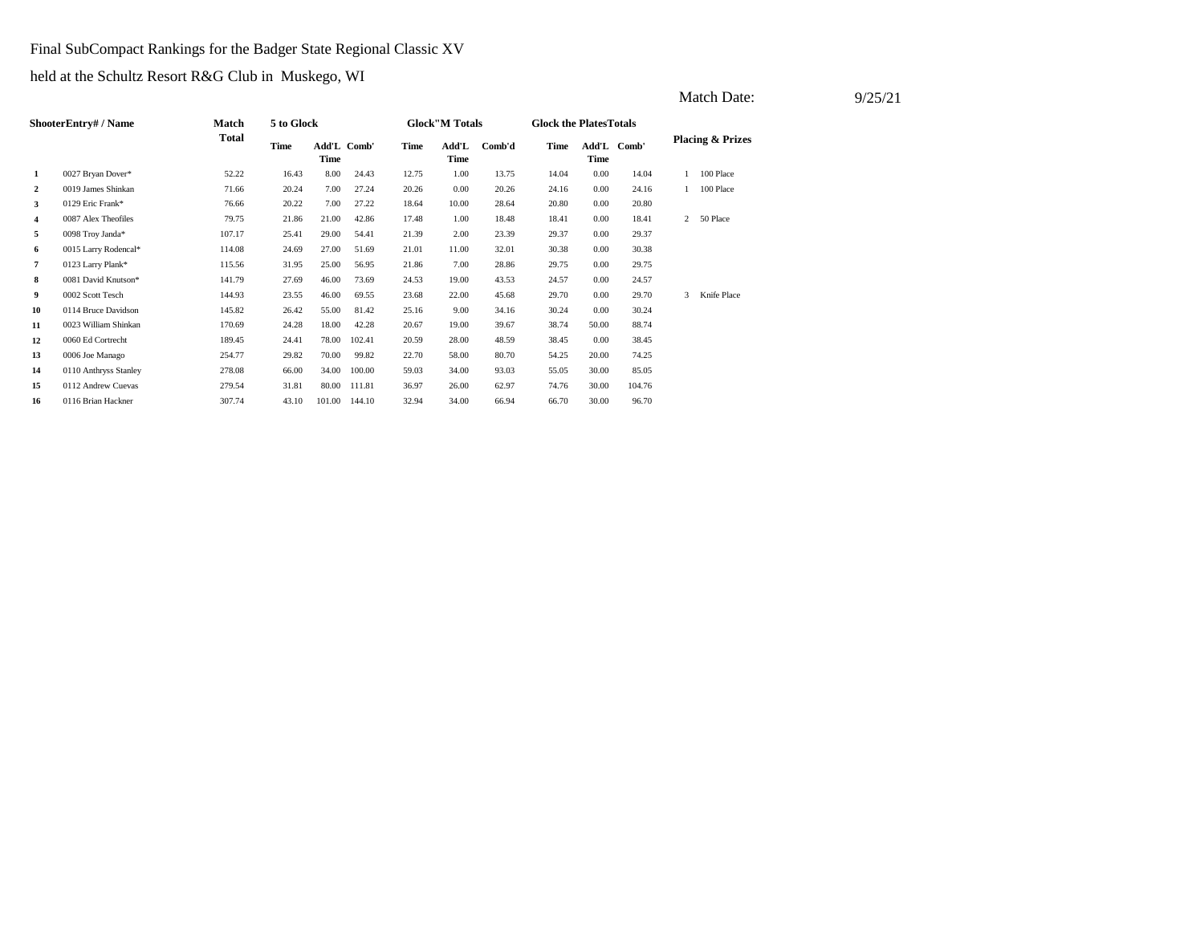Final SubCompact Rankings for the Badger State Regional Classic XV

held at the Schultz Resort R&G Club in Muskego, WI

Match Date: 9/25/21

| | ShooterEntry# / Name | Match Total | 5 to Glock | | | Glock"M Totals | | | Glock the PlatesTotals | | | Placing & Prizes | |
|---|---|---|---|---|---|---|---|---|---|---|---|---|---|
| | | | Time | Add'L Time | Comb' | Time | Add'L Time | Comb'd | Time | Add'L Time | Comb' | | |
| 1 | 0027 Bryan Dover* | 52.22 | 16.43 | 8.00 | 24.43 | 12.75 | 1.00 | 13.75 | 14.04 | 0.00 | 14.04 | 1 | 100 Place |
| 2 | 0019 James Shinkan | 71.66 | 20.24 | 7.00 | 27.24 | 20.26 | 0.00 | 20.26 | 24.16 | 0.00 | 24.16 | 1 | 100 Place |
| 3 | 0129 Eric Frank* | 76.66 | 20.22 | 7.00 | 27.22 | 18.64 | 10.00 | 28.64 | 20.80 | 0.00 | 20.80 | | |
| 4 | 0087 Alex Theofiles | 79.75 | 21.86 | 21.00 | 42.86 | 17.48 | 1.00 | 18.48 | 18.41 | 0.00 | 18.41 | 2 | 50 Place |
| 5 | 0098 Troy Janda* | 107.17 | 25.41 | 29.00 | 54.41 | 21.39 | 2.00 | 23.39 | 29.37 | 0.00 | 29.37 | | |
| 6 | 0015 Larry Rodencal* | 114.08 | 24.69 | 27.00 | 51.69 | 21.01 | 11.00 | 32.01 | 30.38 | 0.00 | 30.38 | | |
| 7 | 0123 Larry Plank* | 115.56 | 31.95 | 25.00 | 56.95 | 21.86 | 7.00 | 28.86 | 29.75 | 0.00 | 29.75 | | |
| 8 | 0081 David Knutson* | 141.79 | 27.69 | 46.00 | 73.69 | 24.53 | 19.00 | 43.53 | 24.57 | 0.00 | 24.57 | | |
| 9 | 0002 Scott Tesch | 144.93 | 23.55 | 46.00 | 69.55 | 23.68 | 22.00 | 45.68 | 29.70 | 0.00 | 29.70 | 3 | Knife Place |
| 10 | 0114 Bruce Davidson | 145.82 | 26.42 | 55.00 | 81.42 | 25.16 | 9.00 | 34.16 | 30.24 | 0.00 | 30.24 | | |
| 11 | 0023 William Shinkan | 170.69 | 24.28 | 18.00 | 42.28 | 20.67 | 19.00 | 39.67 | 38.74 | 50.00 | 88.74 | | |
| 12 | 0060 Ed Cortrecht | 189.45 | 24.41 | 78.00 | 102.41 | 20.59 | 28.00 | 48.59 | 38.45 | 0.00 | 38.45 | | |
| 13 | 0006 Joe Manago | 254.77 | 29.82 | 70.00 | 99.82 | 22.70 | 58.00 | 80.70 | 54.25 | 20.00 | 74.25 | | |
| 14 | 0110 Anthryss Stanley | 278.08 | 66.00 | 34.00 | 100.00 | 59.03 | 34.00 | 93.03 | 55.05 | 30.00 | 85.05 | | |
| 15 | 0112 Andrew Cuevas | 279.54 | 31.81 | 80.00 | 111.81 | 36.97 | 26.00 | 62.97 | 74.76 | 30.00 | 104.76 | | |
| 16 | 0116 Brian Hackner | 307.74 | 43.10 | 101.00 | 144.10 | 32.94 | 34.00 | 66.94 | 66.70 | 30.00 | 96.70 | | |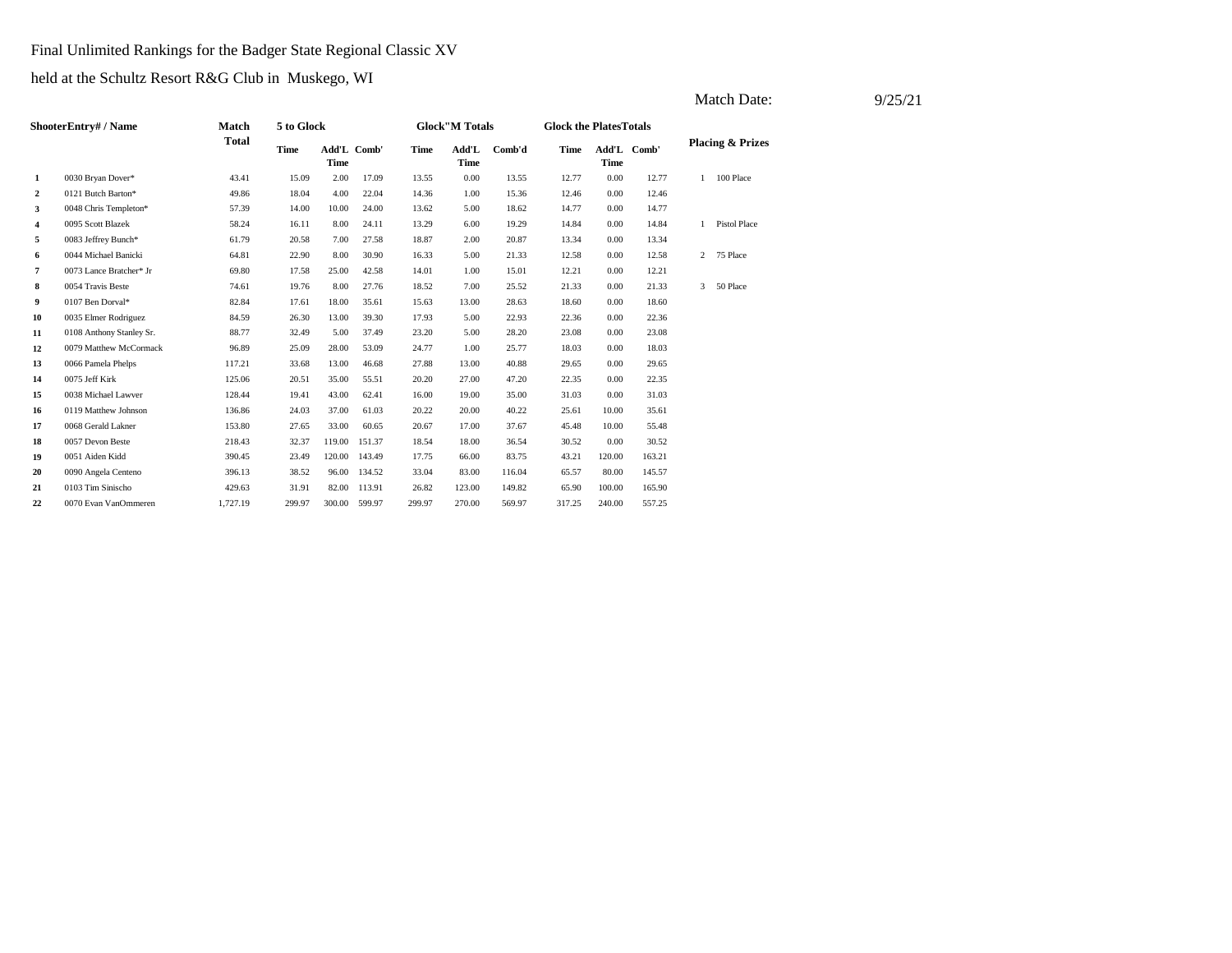Final Unlimited Rankings for the Badger State Regional Classic XV

held at the Schultz Resort R&G Club in Muskego, WI

Match Date: 9/25/21

| Shooter | Entry# / Name | Match Total | 5 to Glock | | | Glock"M Totals | | | Glock the Plates Totals | | | Placing & Prizes | |
|---|---|---|---|---|---|---|---|---|---|---|---|---|---|
| | | | Time | Add'L Time | Comb' | Time | Add'L Time | Comb'd | Time | Add'L Time | Comb' | | |
| 1 | 0030 Bryan Dover* | 43.41 | 15.09 | 2.00 | 17.09 | 13.55 | 0.00 | 13.55 | 12.77 | 0.00 | 12.77 | 1 | 100 Place |
| 2 | 0121 Butch Barton* | 49.86 | 18.04 | 4.00 | 22.04 | 14.36 | 1.00 | 15.36 | 12.46 | 0.00 | 12.46 | | |
| 3 | 0048 Chris Templeton* | 57.39 | 14.00 | 10.00 | 24.00 | 13.62 | 5.00 | 18.62 | 14.77 | 0.00 | 14.77 | | |
| 4 | 0095 Scott Blazek | 58.24 | 16.11 | 8.00 | 24.11 | 13.29 | 6.00 | 19.29 | 14.84 | 0.00 | 14.84 | 1 | Pistol Place |
| 5 | 0083 Jeffrey Bunch* | 61.79 | 20.58 | 7.00 | 27.58 | 18.87 | 2.00 | 20.87 | 13.34 | 0.00 | 13.34 | | |
| 6 | 0044 Michael Banicki | 64.81 | 22.90 | 8.00 | 30.90 | 16.33 | 5.00 | 21.33 | 12.58 | 0.00 | 12.58 | 2 | 75 Place |
| 7 | 0073 Lance Bratcher* Jr | 69.80 | 17.58 | 25.00 | 42.58 | 14.01 | 1.00 | 15.01 | 12.21 | 0.00 | 12.21 | | |
| 8 | 0054 Travis Beste | 74.61 | 19.76 | 8.00 | 27.76 | 18.52 | 7.00 | 25.52 | 21.33 | 0.00 | 21.33 | 3 | 50 Place |
| 9 | 0107 Ben Dorval* | 82.84 | 17.61 | 18.00 | 35.61 | 15.63 | 13.00 | 28.63 | 18.60 | 0.00 | 18.60 | | |
| 10 | 0035 Elmer Rodriguez | 84.59 | 26.30 | 13.00 | 39.30 | 17.93 | 5.00 | 22.93 | 22.36 | 0.00 | 22.36 | | |
| 11 | 0108 Anthony Stanley Sr. | 88.77 | 32.49 | 5.00 | 37.49 | 23.20 | 5.00 | 28.20 | 23.08 | 0.00 | 23.08 | | |
| 12 | 0079 Matthew McCormack | 96.89 | 25.09 | 28.00 | 53.09 | 24.77 | 1.00 | 25.77 | 18.03 | 0.00 | 18.03 | | |
| 13 | 0066 Pamela Phelps | 117.21 | 33.68 | 13.00 | 46.68 | 27.88 | 13.00 | 40.88 | 29.65 | 0.00 | 29.65 | | |
| 14 | 0075 Jeff Kirk | 125.06 | 20.51 | 35.00 | 55.51 | 20.20 | 27.00 | 47.20 | 22.35 | 0.00 | 22.35 | | |
| 15 | 0038 Michael Lawver | 128.44 | 19.41 | 43.00 | 62.41 | 16.00 | 19.00 | 35.00 | 31.03 | 0.00 | 31.03 | | |
| 16 | 0119 Matthew Johnson | 136.86 | 24.03 | 37.00 | 61.03 | 20.22 | 20.00 | 40.22 | 25.61 | 10.00 | 35.61 | | |
| 17 | 0068 Gerald Lakner | 153.80 | 27.65 | 33.00 | 60.65 | 20.67 | 17.00 | 37.67 | 45.48 | 10.00 | 55.48 | | |
| 18 | 0057 Devon Beste | 218.43 | 32.37 | 119.00 | 151.37 | 18.54 | 18.00 | 36.54 | 30.52 | 0.00 | 30.52 | | |
| 19 | 0051 Aiden Kidd | 390.45 | 23.49 | 120.00 | 143.49 | 17.75 | 66.00 | 83.75 | 43.21 | 120.00 | 163.21 | | |
| 20 | 0090 Angela Centeno | 396.13 | 38.52 | 96.00 | 134.52 | 33.04 | 83.00 | 116.04 | 65.57 | 80.00 | 145.57 | | |
| 21 | 0103 Tim Sinischo | 429.63 | 31.91 | 82.00 | 113.91 | 26.82 | 123.00 | 149.82 | 65.90 | 100.00 | 165.90 | | |
| 22 | 0070 Evan VanOmmeren | 1,727.19 | 299.97 | 300.00 | 599.97 | 299.97 | 270.00 | 569.97 | 317.25 | 240.00 | 557.25 | | |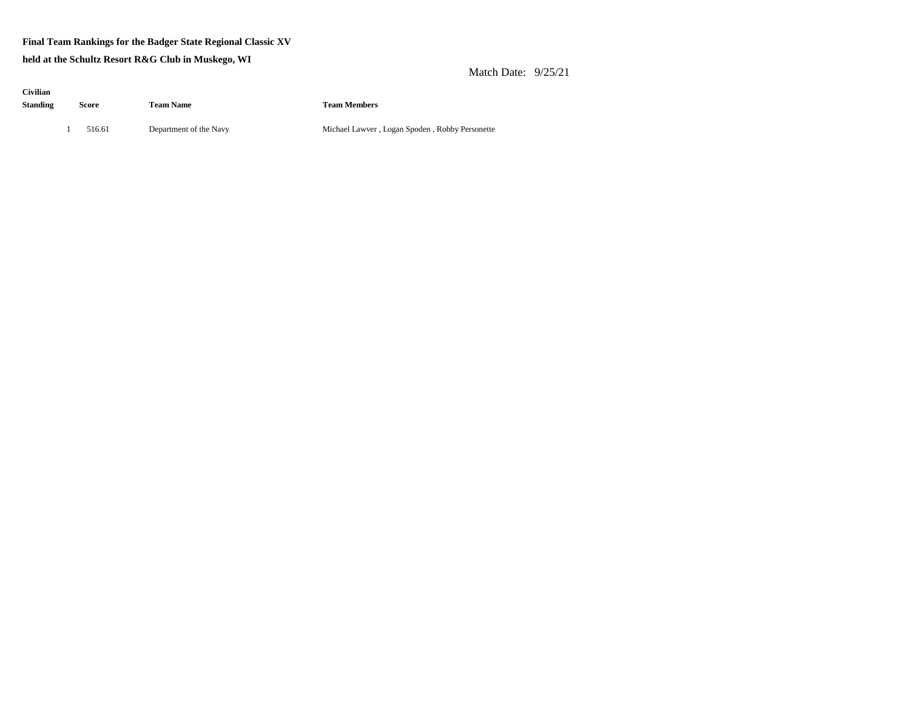**Final Team Rankings for the Badger State Regional Classic XV**

**held at the Schultz Resort R&G Club in Muskego, WI**

Match Date: 9/25/21

| Civilian Standing | Score | Team Name | Team Members |
|---|---|---|---|
| 1 | 516.61 | Department of the Navy | Michael Lawver , Logan Spoden , Robby Personette |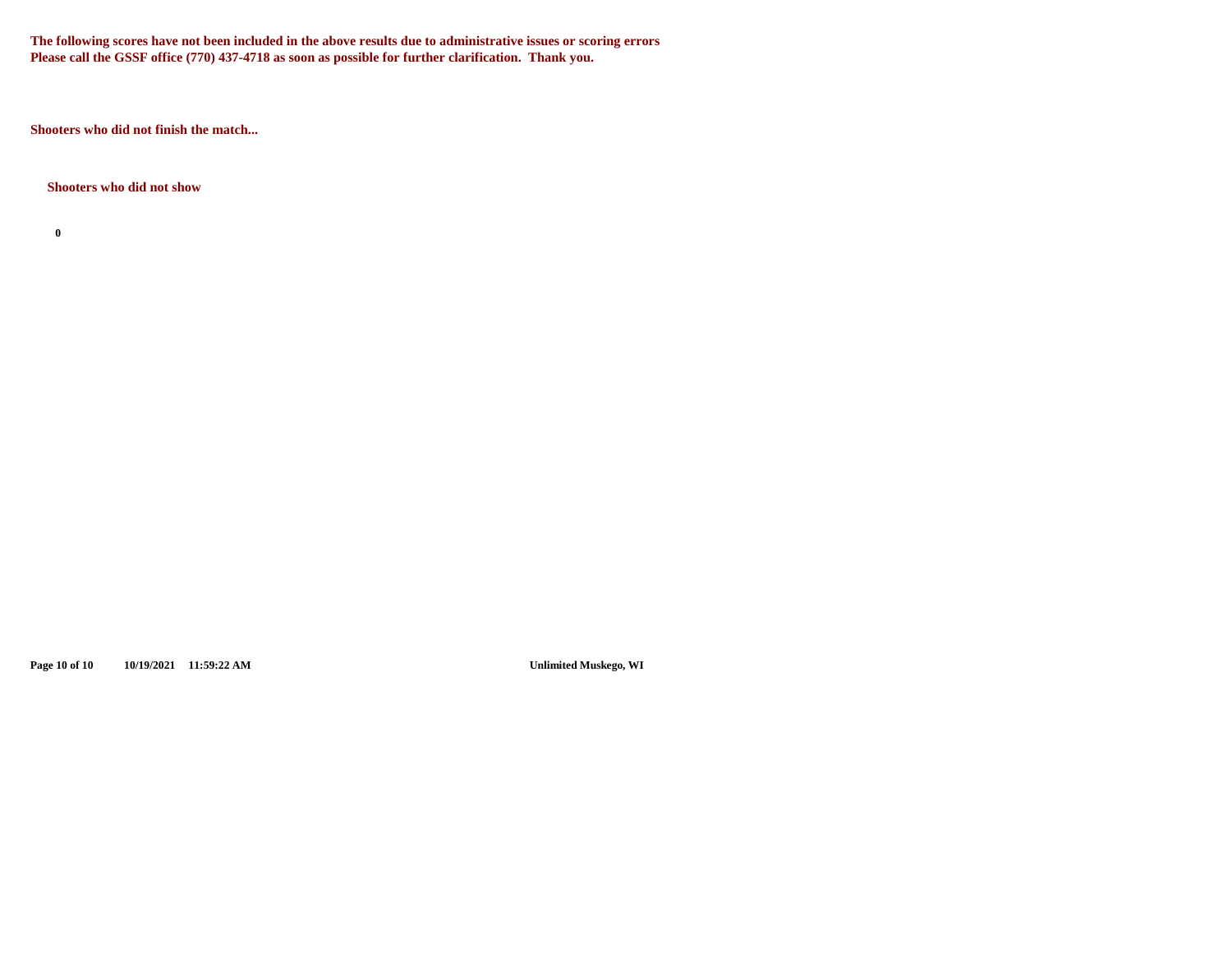**The following scores have not been included in the above results due to administrative issues or scoring errors**
**Please call the GSSF office (770) 437-4718 as soon as possible for further clarification. Thank you.**

**Shooters who did not finish the match...**

**Shooters who did not show**

**0**